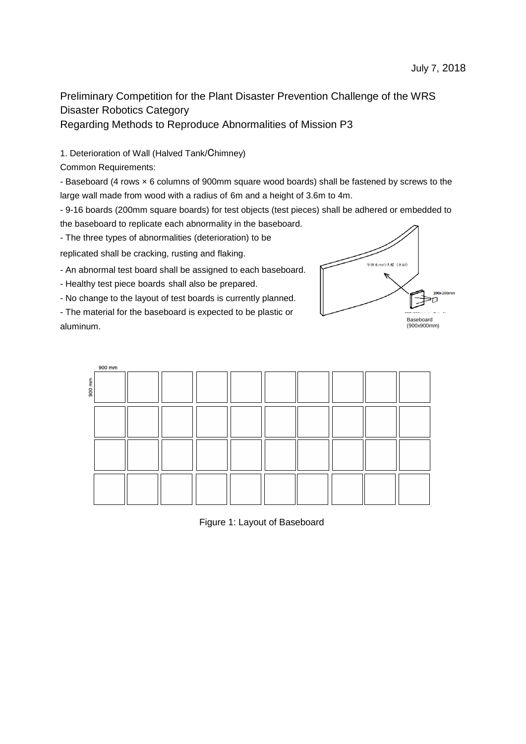July 7, 2018

# Preliminary Competition for the Plant Disaster Prevention Challenge of the WRS Disaster Robotics Category

## Regarding Methods to Reproduce Abnormalities of Mission P3

1. Deterioration of Wall (Halved Tank/Chimney)

Common Requirements:

- Baseboard (4 rows × 6 columns of 900mm square wood boards) shall be fastened by screws to the large wall made from wood with a radius of 6m and a height of 3.6m to 4m.
- 9-16 boards (200mm square boards) for test objects (test pieces) shall be adhered or embedded to the baseboard to replicate each abnormality in the baseboard.
- The three types of abnormalities (deterioration) to be replicated shall be cracking, rusting and flaking.
- An abnormal test board shall be assigned to each baseboard.
- Healthy test piece boards shall also be prepared.
- No change to the layout of test boards is currently planned.
- The material for the baseboard is expected to be plastic or aluminum.

半径６ｍの大壁（木材）

200x200mm

Baseboard (900x900mm)

900 mm

900 mm

Figure 1: Layout of Baseboard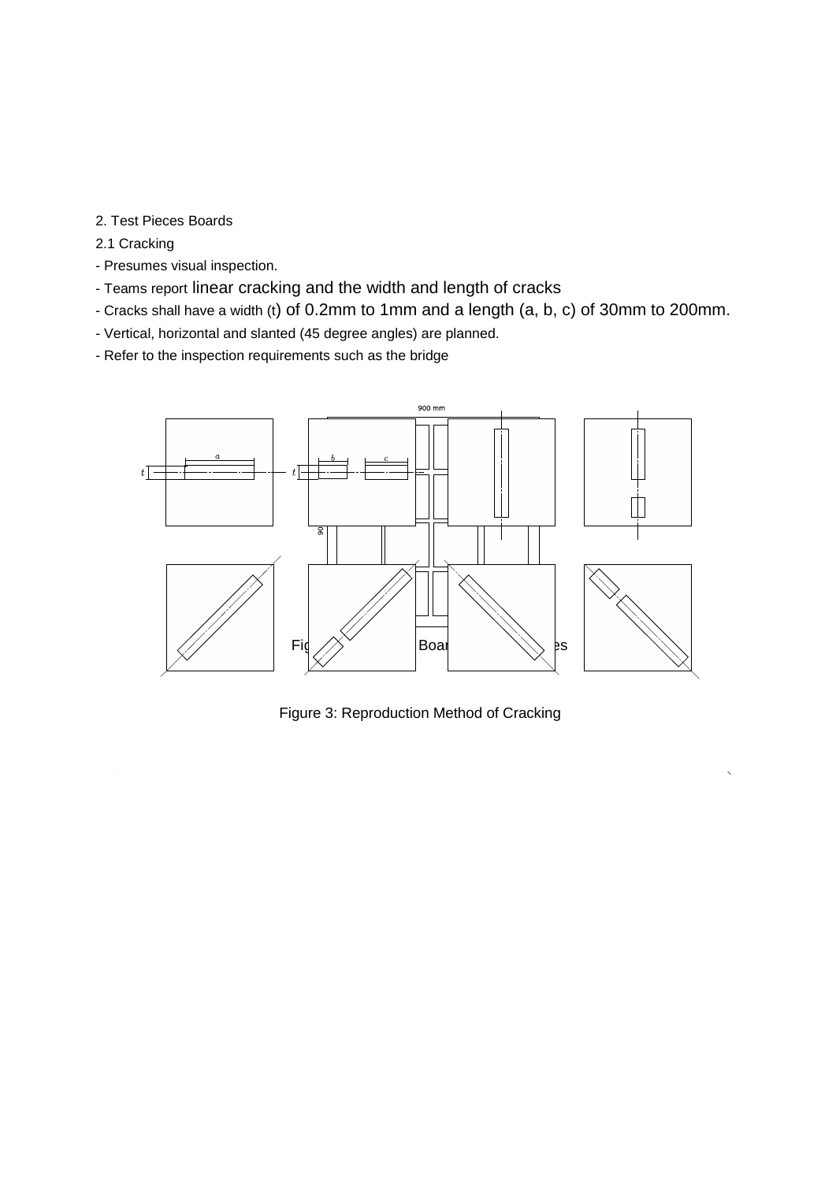2. Test Pieces Boards

2.1 Cracking

- Presumes visual inspection.
- Teams report linear cracking and the width and length of cracks
- Cracks shall have a width (t) of 0.2mm to 1mm and a length (a, b, c) of 30mm to 200mm.
- Vertical, horizontal and slanted (45 degree angles) are planned.
- Refer to the inspection requirements such as the bridge

900 mm

a

b

c

t

t

Figure 3: Reproduction Method of Cracking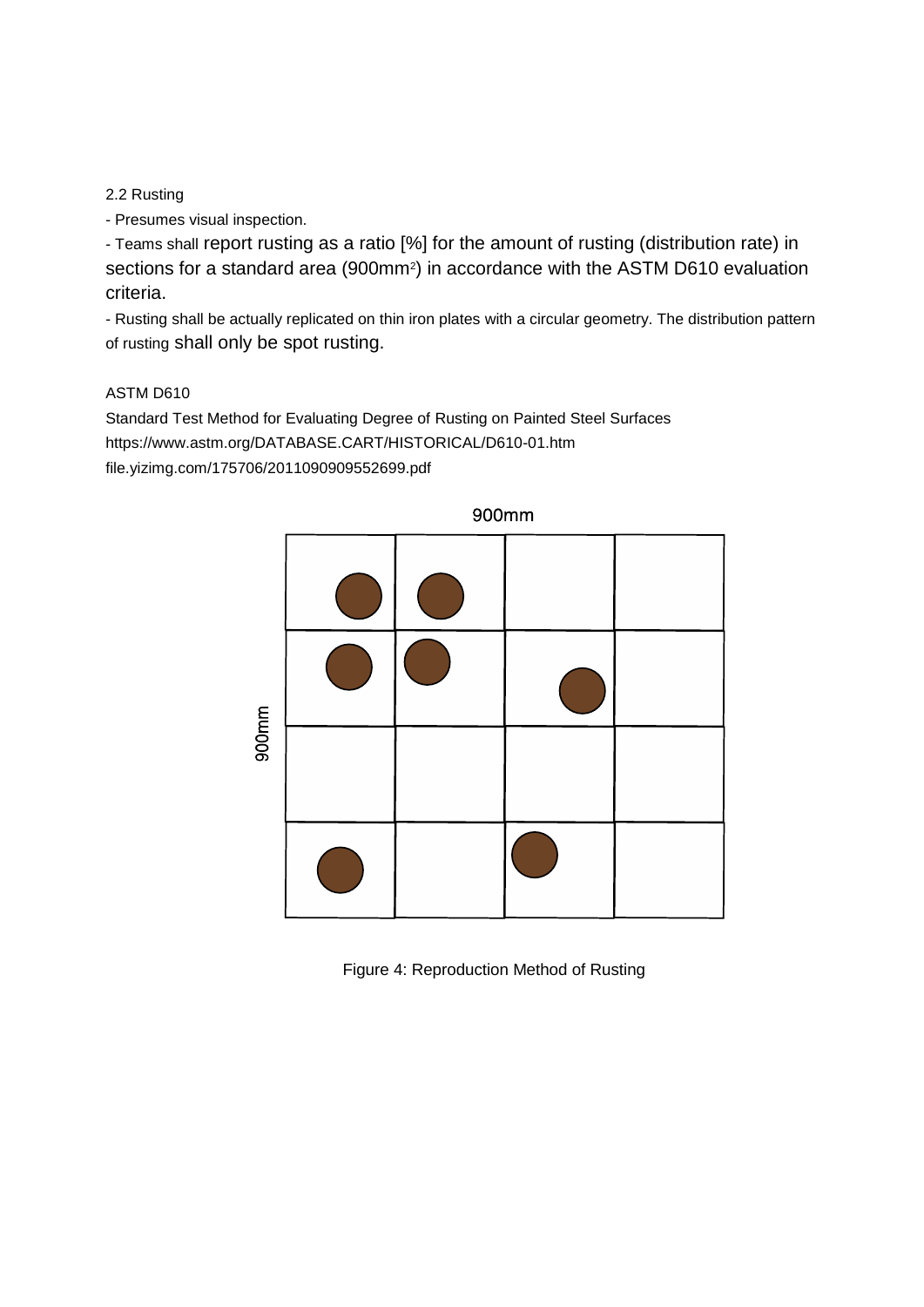2.2 Rusting

- Presumes visual inspection.
- Teams shall report rusting as a ratio [%] for the amount of rusting (distribution rate) in sections for a standard area (900mm$^2$) in accordance with the ASTM D610 evaluation criteria.
- Rusting shall be actually replicated on thin iron plates with a circular geometry. The distribution pattern of rusting shall only be spot rusting.

ASTM D610

Standard Test Method for Evaluating Degree of Rusting on Painted Steel Surfaces

https://www.astm.org/DATABASE.CART/HISTORICAL/D610-01.htm

file.yizimg.com/175706/2011090909552699.pdf

900mm

900mm

Figure 4: Reproduction Method of Rusting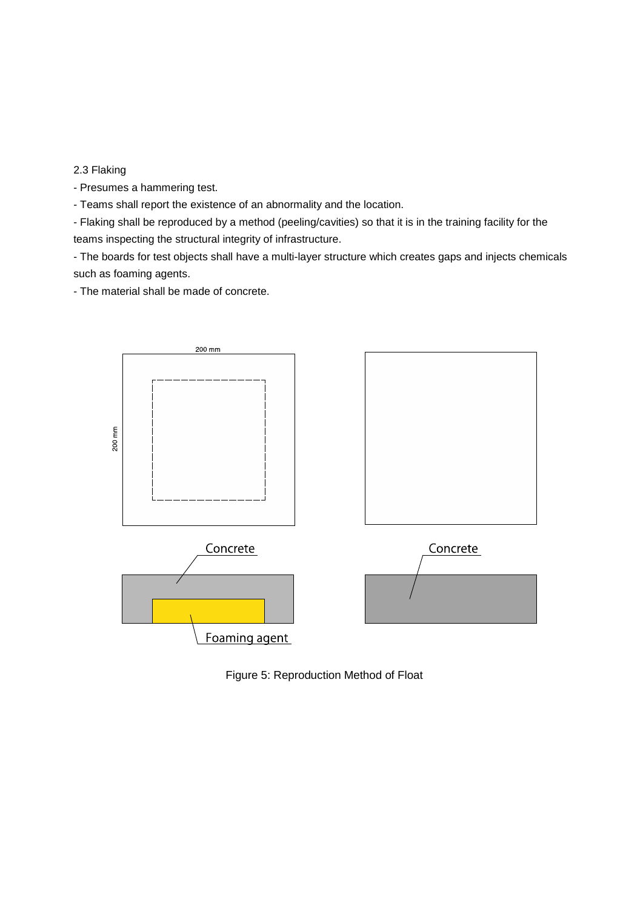2.3 Flaking

- Presumes a hammering test.
- Teams shall report the existence of an abnormality and the location.
- Flaking shall be reproduced by a method (peeling/cavities) so that it is in the training facility for the teams inspecting the structural integrity of infrastructure.
- The boards for test objects shall have a multi-layer structure which creates gaps and injects chemicals such as foaming agents.
- The material shall be made of concrete.

200 mm

200 mm

Concrete

Foaming agent

Concrete

Figure 5: Reproduction Method of Float